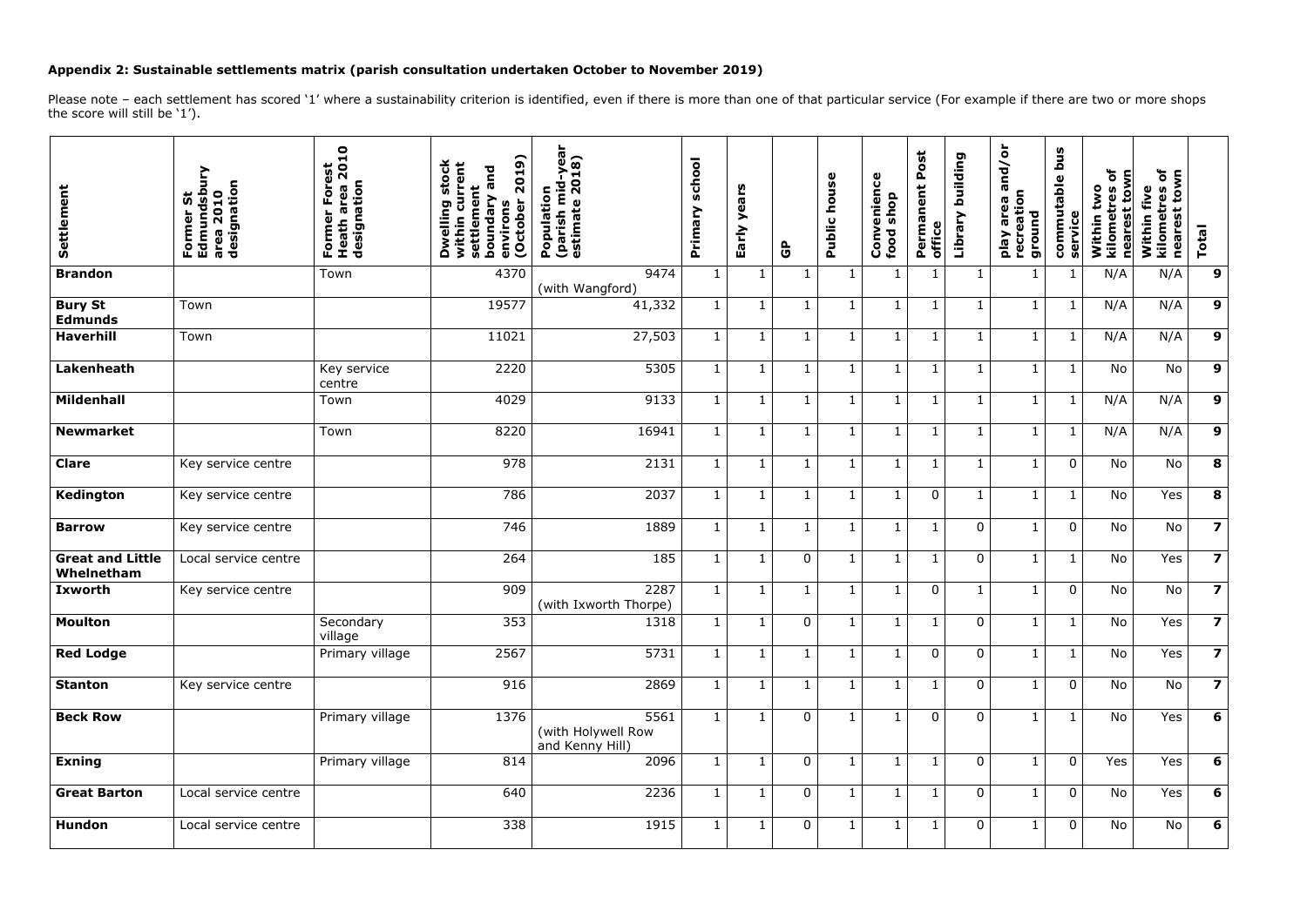**Appendix 2: Sustainable settlements matrix (parish consultation undertaken October to November 2019)**

Please note – each settlement has scored '1' where a sustainability criterion is identified, even if there is more than one of that particular service (For example if there are two or more shops the score will still be '1').

| Settlement | Former St Edmundsbury area 2010 designation | Former Forest Heath area 2010 designation | Dwelling stock within current settlement boundary and environs (October 2019) | Population (parish mid-year estimate 2018) | Primary school | Early years | GP | Public house | Convenience food shop | Permanent Post office | Library building | play area and/or recreation ground | commutable bus service | Within two kilometres of nearest town | Within five kilometres of nearest town | Total |
|---|---|---|---|---|---|---|---|---|---|---|---|---|---|---|---|---|
| **Brandon** | | Town | 4370 | 9474 (with Wangford) | 1 | 1 | 1 | 1 | 1 | 1 | 1 | 1 | 1 | N/A | N/A | **9** |
| **Bury St Edmunds** | Town | | 19577 | 41,332 | 1 | 1 | 1 | 1 | 1 | 1 | 1 | 1 | 1 | N/A | N/A | **9** |
| **Haverhill** | Town | | 11021 | 27,503 | 1 | 1 | 1 | 1 | 1 | 1 | 1 | 1 | 1 | N/A | N/A | **9** |
| **Lakenheath** | | Key service centre | 2220 | 5305 | 1 | 1 | 1 | 1 | 1 | 1 | 1 | 1 | 1 | No | No | **9** |
| **Mildenhall** | | Town | 4029 | 9133 | 1 | 1 | 1 | 1 | 1 | 1 | 1 | 1 | 1 | N/A | N/A | **9** |
| **Newmarket** | | Town | 8220 | 16941 | 1 | 1 | 1 | 1 | 1 | 1 | 1 | 1 | 1 | N/A | N/A | **9** |
| **Clare** | Key service centre | | 978 | 2131 | 1 | 1 | 1 | 1 | 1 | 1 | 1 | 1 | 0 | No | No | **8** |
| **Kedington** | Key service centre | | 786 | 2037 | 1 | 1 | 1 | 1 | 1 | 0 | 1 | 1 | 1 | No | Yes | **8** |
| **Barrow** | Key service centre | | 746 | 1889 | 1 | 1 | 1 | 1 | 1 | 1 | 0 | 1 | 0 | No | No | **7** |
| **Great and Little Whelnetham** | Local service centre | | 264 | 185 | 1 | 1 | 0 | 1 | 1 | 1 | 0 | 1 | 1 | No | Yes | **7** |
| **Ixworth** | Key service centre | | 909 | 2287 (with Ixworth Thorpe) | 1 | 1 | 1 | 1 | 1 | 0 | 1 | 1 | 0 | No | No | **7** |
| **Moulton** | | Secondary village | 353 | 1318 | 1 | 1 | 0 | 1 | 1 | 1 | 0 | 1 | 1 | No | Yes | **7** |
| **Red Lodge** | | Primary village | 2567 | 5731 | 1 | 1 | 1 | 1 | 1 | 0 | 0 | 1 | 1 | No | Yes | **7** |
| **Stanton** | Key service centre | | 916 | 2869 | 1 | 1 | 1 | 1 | 1 | 1 | 0 | 1 | 0 | No | No | **7** |
| **Beck Row** | | Primary village | 1376 | 5561 (with Holywell Row and Kenny Hill) | 1 | 1 | 0 | 1 | 1 | 0 | 0 | 1 | 1 | No | Yes | **6** |
| **Exning** | | Primary village | 814 | 2096 | 1 | 1 | 0 | 1 | 1 | 1 | 0 | 1 | 0 | Yes | Yes | **6** |
| **Great Barton** | Local service centre | | 640 | 2236 | 1 | 1 | 0 | 1 | 1 | 1 | 0 | 1 | 0 | No | Yes | **6** |
| **Hundon** | Local service centre | | 338 | 1915 | 1 | 1 | 0 | 1 | 1 | 1 | 0 | 1 | 0 | No | No | **6** |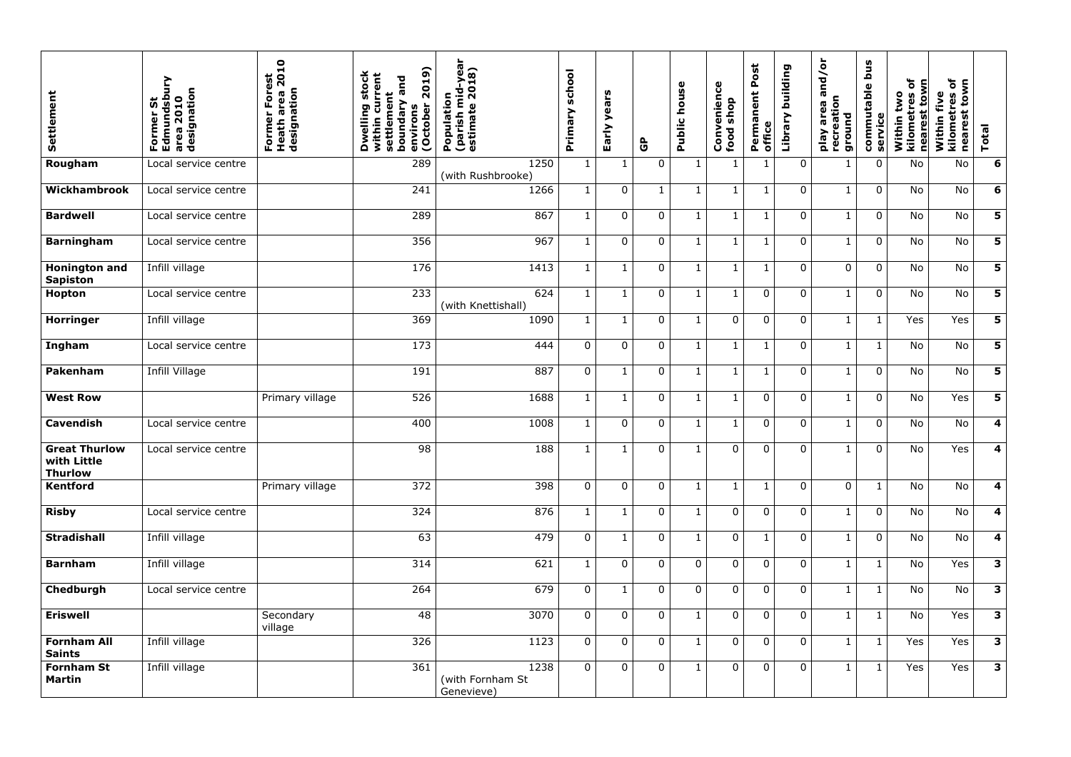| Settlement | Former St Edmundsbury area 2010 designation | Former Forest Heath area 2010 designation | Dwelling stock within current settlement boundary and environs (October 2019) | Population (parish mid-year estimate 2018) | Primary school | Early years | GP | Public house | Convenience food shop | Permanent Post office | Library building | play area and/or recreation ground | commutable bus service | Within two kilometres of nearest town | Within five kilometres of nearest town | Total |
|---|---|---|---|---|---|---|---|---|---|---|---|---|---|---|---|---|
| **Rougham** | Local service centre | | 289 | 1250 (with Rushbrooke) | 1 | 1 | 0 | 1 | 1 | 1 | 0 | 1 | 0 | No | No | **6** |
| **Wickhambrook** | Local service centre | | 241 | 1266 | 1 | 0 | 1 | 1 | 1 | 1 | 0 | 1 | 0 | No | No | **6** |
| **Bardwell** | Local service centre | | 289 | 867 | 1 | 0 | 0 | 1 | 1 | 1 | 0 | 1 | 0 | No | No | **5** |
| **Barningham** | Local service centre | | 356 | 967 | 1 | 0 | 0 | 1 | 1 | 1 | 0 | 1 | 0 | No | No | **5** |
| **Honington and Sapiston** | Infill village | | 176 | 1413 | 1 | 1 | 0 | 1 | 1 | 1 | 0 | 0 | 0 | No | No | **5** |
| **Hopton** | Local service centre | | 233 | 624 (with Knettishall) | 1 | 1 | 0 | 1 | 1 | 0 | 0 | 1 | 0 | No | No | **5** |
| **Horringer** | Infill village | | 369 | 1090 | 1 | 1 | 0 | 1 | 0 | 0 | 0 | 1 | 1 | Yes | Yes | **5** |
| **Ingham** | Local service centre | | 173 | 444 | 0 | 0 | 0 | 1 | 1 | 1 | 0 | 1 | 1 | No | No | **5** |
| **Pakenham** | Infill Village | | 191 | 887 | 0 | 1 | 0 | 1 | 1 | 1 | 0 | 1 | 0 | No | No | **5** |
| **West Row** | | Primary village | 526 | 1688 | 1 | 1 | 0 | 1 | 1 | 0 | 0 | 1 | 0 | No | Yes | **5** |
| **Cavendish** | Local service centre | | 400 | 1008 | 1 | 0 | 0 | 1 | 1 | 0 | 0 | 1 | 0 | No | No | **4** |
| **Great Thurlow with Little Thurlow** | Local service centre | | 98 | 188 | 1 | 1 | 0 | 1 | 0 | 0 | 0 | 1 | 0 | No | Yes | **4** |
| **Kentford** | | Primary village | 372 | 398 | 0 | 0 | 0 | 1 | 1 | 1 | 0 | 0 | 1 | No | No | **4** |
| **Risby** | Local service centre | | 324 | 876 | 1 | 1 | 0 | 1 | 0 | 0 | 0 | 1 | 0 | No | No | **4** |
| **Stradishall** | Infill village | | 63 | 479 | 0 | 1 | 0 | 1 | 0 | 1 | 0 | 1 | 0 | No | No | **4** |
| **Barnham** | Infill village | | 314 | 621 | 1 | 0 | 0 | 0 | 0 | 0 | 0 | 1 | 1 | No | Yes | **3** |
| **Chedburgh** | Local service centre | | 264 | 679 | 0 | 1 | 0 | 0 | 0 | 0 | 0 | 1 | 1 | No | No | **3** |
| **Eriswell** | | Secondary village | 48 | 3070 | 0 | 0 | 0 | 1 | 0 | 0 | 0 | 1 | 1 | No | Yes | **3** |
| **Fornham All Saints** | Infill village | | 326 | 1123 | 0 | 0 | 0 | 1 | 0 | 0 | 0 | 1 | 1 | Yes | Yes | **3** |
| **Fornham St Martin** | Infill village | | 361 | 1238 (with Fornham St Genevieve) | 0 | 0 | 0 | 1 | 0 | 0 | 0 | 1 | 1 | Yes | Yes | **3** |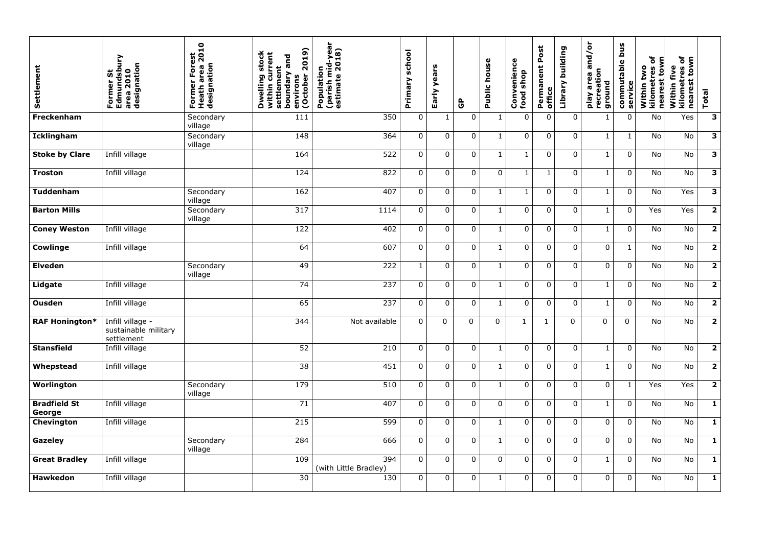| Settlement | Former St Edmundsbury area 2010 designation | Former Forest Heath area 2010 designation | Dwelling stock within current settlement boundary and environs (October 2019) | Population (parish mid-year estimate 2018) | Primary school | Early years | GP | Public house | Convenience food shop | Permanent Post office | Library building | play area and/or recreation ground | commutable bus service | Within two kilometres of nearest town | Within five kilometres of nearest town | Total |
|---|---|---|---|---|---|---|---|---|---|---|---|---|---|---|---|---|
| **Freckenham** | | Secondary village | 111 | 350 | 0 | 1 | 0 | 1 | 0 | 0 | 0 | 1 | 0 | No | Yes | **3** |
| **Icklingham** | | Secondary village | 148 | 364 | 0 | 0 | 0 | 1 | 0 | 0 | 0 | 1 | 1 | No | No | **3** |
| **Stoke by Clare** | Infill village | | 164 | 522 | 0 | 0 | 0 | 1 | 1 | 0 | 0 | 1 | 0 | No | No | **3** |
| **Troston** | Infill village | | 124 | 822 | 0 | 0 | 0 | 0 | 1 | 1 | 0 | 1 | 0 | No | No | **3** |
| **Tuddenham** | | Secondary village | 162 | 407 | 0 | 0 | 0 | 1 | 1 | 0 | 0 | 1 | 0 | No | Yes | **3** |
| **Barton Mills** | | Secondary village | 317 | 1114 | 0 | 0 | 0 | 1 | 0 | 0 | 0 | 1 | 0 | Yes | Yes | **2** |
| **Coney Weston** | Infill village | | 122 | 402 | 0 | 0 | 0 | 1 | 0 | 0 | 0 | 1 | 0 | No | No | **2** |
| **Cowlinge** | Infill village | | 64 | 607 | 0 | 0 | 0 | 1 | 0 | 0 | 0 | 0 | 1 | No | No | **2** |
| **Elveden** | | Secondary village | 49 | 222 | 1 | 0 | 0 | 1 | 0 | 0 | 0 | 0 | 0 | No | No | **2** |
| **Lidgate** | Infill village | | 74 | 237 | 0 | 0 | 0 | 1 | 0 | 0 | 0 | 1 | 0 | No | No | **2** |
| **Ousden** | Infill village | | 65 | 237 | 0 | 0 | 0 | 1 | 0 | 0 | 0 | 1 | 0 | No | No | **2** |
| **RAF Honington*** | Infill village - sustainable military settlement | | 344 | Not available | 0 | 0 | 0 | 0 | 1 | 1 | 0 | 0 | 0 | No | No | **2** |
| **Stansfield** | Infill village | | 52 | 210 | 0 | 0 | 0 | 1 | 0 | 0 | 0 | 1 | 0 | No | No | **2** |
| **Whepstead** | Infill village | | 38 | 451 | 0 | 0 | 0 | 1 | 0 | 0 | 0 | 1 | 0 | No | No | **2** |
| **Worlington** | | Secondary village | 179 | 510 | 0 | 0 | 0 | 1 | 0 | 0 | 0 | 0 | 1 | Yes | Yes | **2** |
| **Bradfield St George** | Infill village | | 71 | 407 | 0 | 0 | 0 | 0 | 0 | 0 | 0 | 1 | 0 | No | No | **1** |
| **Chevington** | Infill village | | 215 | 599 | 0 | 0 | 0 | 1 | 0 | 0 | 0 | 0 | 0 | No | No | **1** |
| **Gazeley** | | Secondary village | 284 | 666 | 0 | 0 | 0 | 1 | 0 | 0 | 0 | 0 | 0 | No | No | **1** |
| **Great Bradley** | Infill village | | 109 | 394 (with Little Bradley) | 0 | 0 | 0 | 0 | 0 | 0 | 0 | 1 | 0 | No | No | **1** |
| **Hawkedon** | Infill village | | 30 | 130 | 0 | 0 | 0 | 1 | 0 | 0 | 0 | 0 | 0 | No | No | **1** |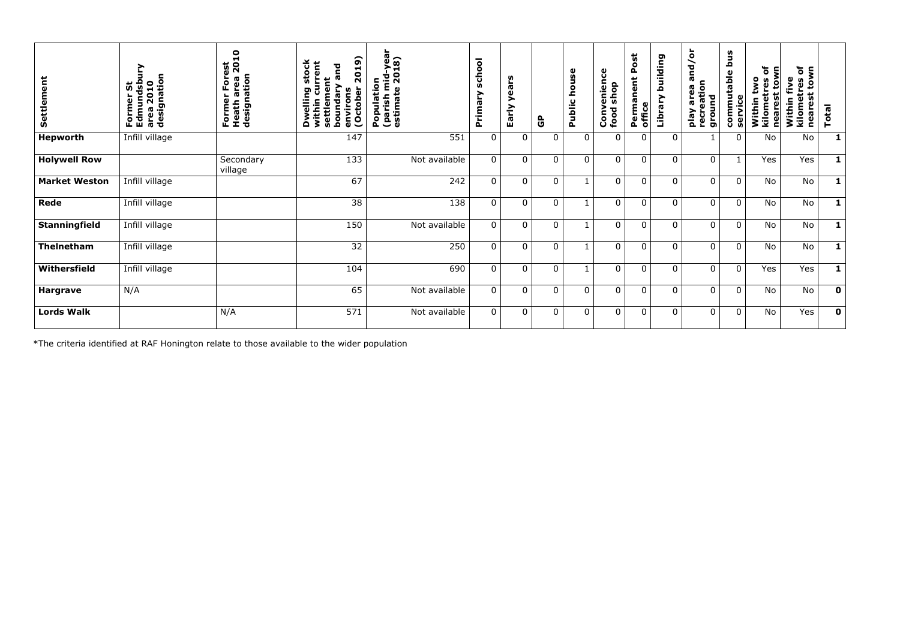| Settlement | Former St Edmundsbury area 2010 designation | Former Forest Heath area 2010 designation | Dwelling stock within current settlement boundary and environs (October 2019) | Population (parish mid-year estimate 2018) | Primary school | Early years | GP | Public house | Convenience food shop | Permanent Post office | Library building | play area and/or recreation ground | commutable bus service | Within two kilometres of nearest town | Within five kilometres of nearest town | Total |
|---|---|---|---|---|---|---|---|---|---|---|---|---|---|---|---|---|
| **Hepworth** | Infill village | | 147 | 551 | 0 | 0 | 0 | 0 | 0 | 0 | 0 | 1 | 0 | No | No | **1** |
| **Holywell Row** | | Secondary village | 133 | Not available | 0 | 0 | 0 | 0 | 0 | 0 | 0 | 0 | 1 | Yes | Yes | **1** |
| **Market Weston** | Infill village | | 67 | 242 | 0 | 0 | 0 | 1 | 0 | 0 | 0 | 0 | 0 | No | No | **1** |
| **Rede** | Infill village | | 38 | 138 | 0 | 0 | 0 | 1 | 0 | 0 | 0 | 0 | 0 | No | No | **1** |
| **Stanningfield** | Infill village | | 150 | Not available | 0 | 0 | 0 | 1 | 0 | 0 | 0 | 0 | 0 | No | No | **1** |
| **Thelnetham** | Infill village | | 32 | 250 | 0 | 0 | 0 | 1 | 0 | 0 | 0 | 0 | 0 | No | No | **1** |
| **Withersfield** | Infill village | | 104 | 690 | 0 | 0 | 0 | 1 | 0 | 0 | 0 | 0 | 0 | Yes | Yes | **1** |
| **Hargrave** | N/A | | 65 | Not available | 0 | 0 | 0 | 0 | 0 | 0 | 0 | 0 | 0 | No | No | **0** |
| **Lords Walk** | | N/A | 571 | Not available | 0 | 0 | 0 | 0 | 0 | 0 | 0 | 0 | 0 | No | Yes | **0** |

*The criteria identified at RAF Honington relate to those available to the wider population